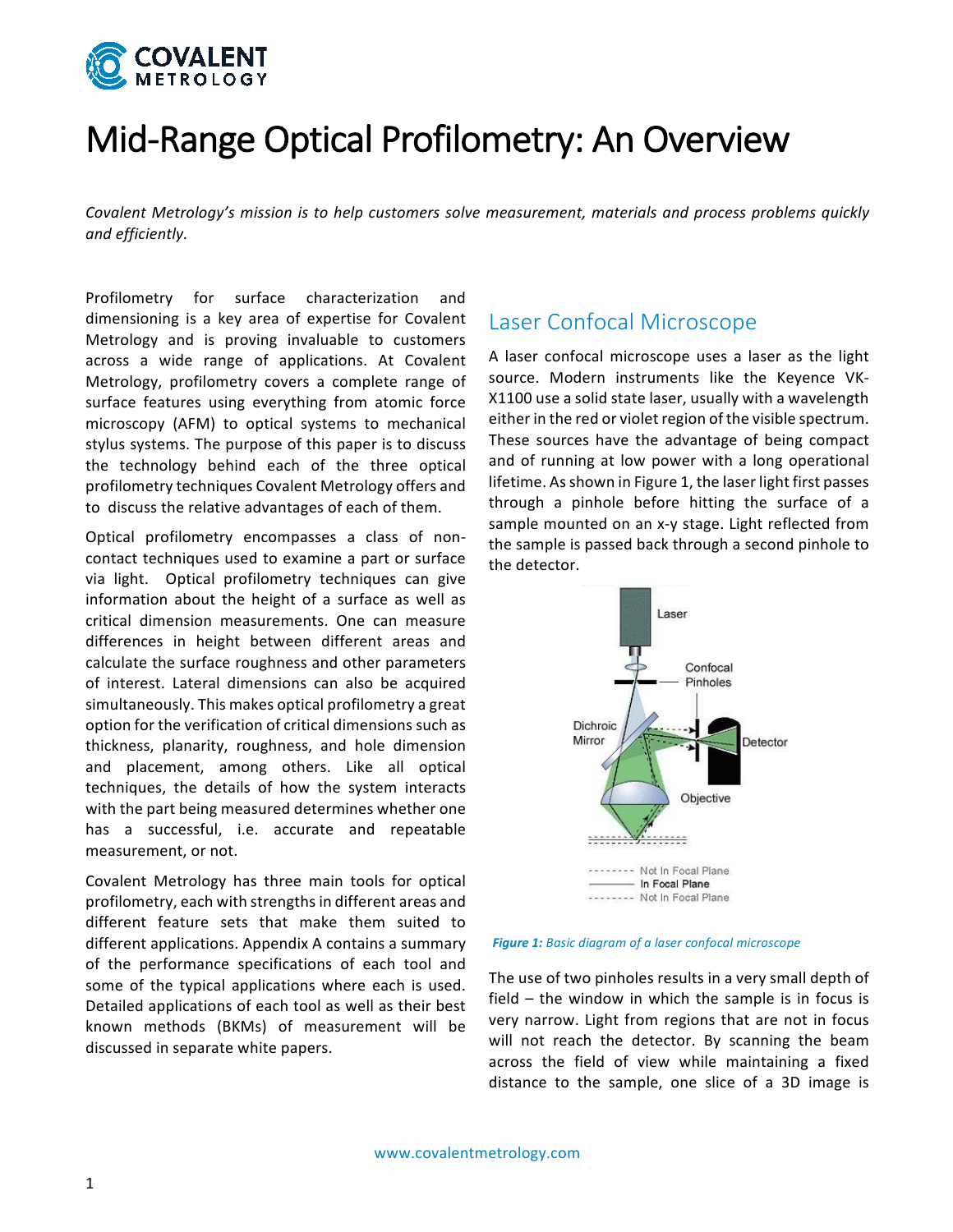# Mid-Range Optical Profilometry: An Overview

*Covalent Metrology's mission is to help customers solve measurement, materials and process problems quickly and efficiently.*

Profilometry for surface characterization and dimensioning is a key area of expertise for Covalent Metrology and is proving invaluable to customers across a wide range of applications. At Covalent Metrology, profilometry covers a complete range of surface features using everything from atomic force microscopy (AFM) to optical systems to mechanical stylus systems. The purpose of this paper is to discuss the technology behind each of the three optical profilometry techniques Covalent Metrology offers and to discuss the relative advantages of each of them.

Optical profilometry encompasses a class of non-contact techniques used to examine a part or surface via light. Optical profilometry techniques can give information about the height of a surface as well as critical dimension measurements. One can measure differences in height between different areas and calculate the surface roughness and other parameters of interest. Lateral dimensions can also be acquired simultaneously. This makes optical profilometry a great option for the verification of critical dimensions such as thickness, planarity, roughness, and hole dimension and placement, among others. Like all optical techniques, the details of how the system interacts with the part being measured determines whether one has a successful, i.e. accurate and repeatable measurement, or not.

Covalent Metrology has three main tools for optical profilometry, each with strengths in different areas and different feature sets that make them suited to different applications. Appendix A contains a summary of the performance specifications of each tool and some of the typical applications where each is used. Detailed applications of each tool as well as their best known methods (BKMs) of measurement will be discussed in separate white papers.

## Laser Confocal Microscope

A laser confocal microscope uses a laser as the light source. Modern instruments like the Keyence VK-X1100 use a solid state laser, usually with a wavelength either in the red or violet region of the visible spectrum. These sources have the advantage of being compact and of running at low power with a long operational lifetime. As shown in Figure 1, the laser light first passes through a pinhole before hitting the surface of a sample mounted on an x-y stage. Light reflected from the sample is passed back through a second pinhole to the detector.

***Figure 1:*** *Basic diagram of a laser confocal microscope*

The use of two pinholes results in a very small depth of field – the window in which the sample is in focus is very narrow. Light from regions that are not in focus will not reach the detector. By scanning the beam across the field of view while maintaining a fixed distance to the sample, one slice of a 3D image is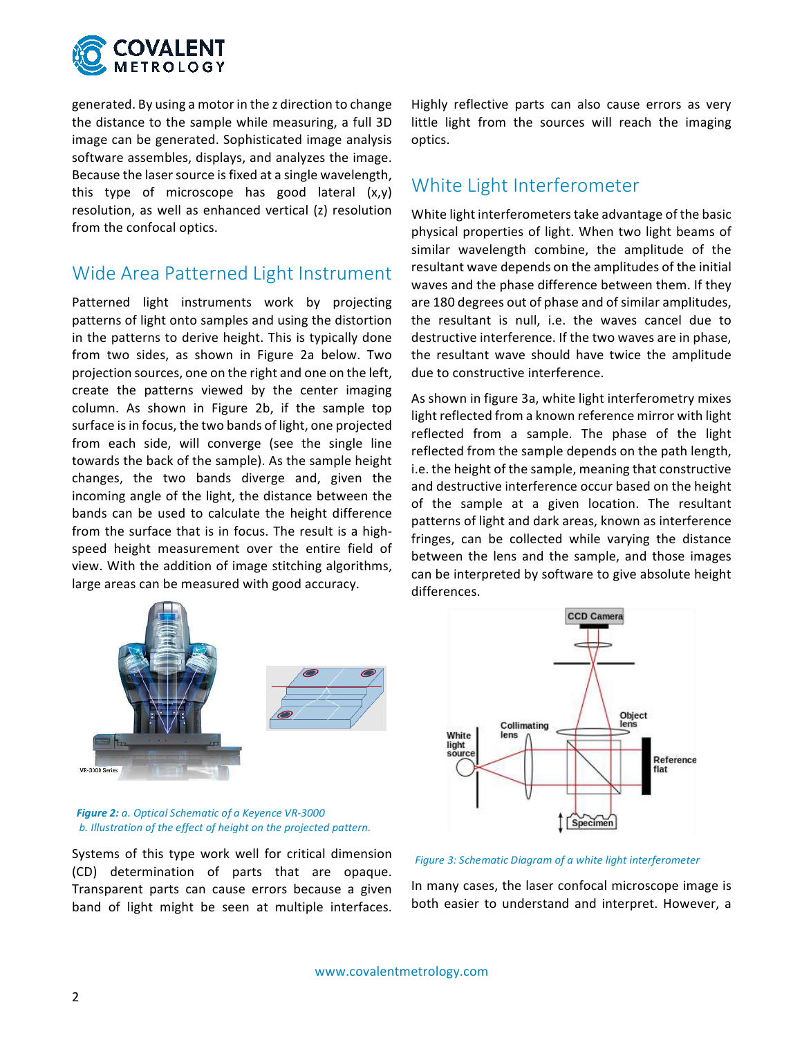generated. By using a motor in the z direction to change the distance to the sample while measuring, a full 3D image can be generated. Sophisticated image analysis software assembles, displays, and analyzes the image. Because the laser source is fixed at a single wavelength, this type of microscope has good lateral (x,y) resolution, as well as enhanced vertical (z) resolution from the confocal optics.

## Wide Area Patterned Light Instrument

Patterned light instruments work by projecting patterns of light onto samples and using the distortion in the patterns to derive height. This is typically done from two sides, as shown in Figure 2a below. Two projection sources, one on the right and one on the left, create the patterns viewed by the center imaging column. As shown in Figure 2b, if the sample top surface is in focus, the two bands of light, one projected from each side, will converge (see the single line towards the back of the sample). As the sample height changes, the two bands diverge and, given the incoming angle of the light, the distance between the bands can be used to calculate the height difference from the surface that is in focus. The result is a high-speed height measurement over the entire field of view. With the addition of image stitching algorithms, large areas can be measured with good accuracy.

***Figure 2:*** *a. Optical Schematic of a Keyence VR-3000*
*b. Illustration of the effect of height on the projected pattern.*

Systems of this type work well for critical dimension (CD) determination of parts that are opaque. Transparent parts can cause errors because a given band of light might be seen at multiple interfaces. Highly reflective parts can also cause errors as very little light from the sources will reach the imaging optics.

## White Light Interferometer

White light interferometers take advantage of the basic physical properties of light. When two light beams of similar wavelength combine, the amplitude of the resultant wave depends on the amplitudes of the initial waves and the phase difference between them. If they are 180 degrees out of phase and of similar amplitudes, the resultant is null, i.e. the waves cancel due to destructive interference. If the two waves are in phase, the resultant wave should have twice the amplitude due to constructive interference.

As shown in figure 3a, white light interferometry mixes light reflected from a known reference mirror with light reflected from a sample. The phase of the light reflected from the sample depends on the path length, i.e. the height of the sample, meaning that constructive and destructive interference occur based on the height of the sample at a given location. The resultant patterns of light and dark areas, known as interference fringes, can be collected while varying the distance between the lens and the sample, and those images can be interpreted by software to give absolute height differences.

*Figure 3: Schematic Diagram of a white light interferometer*

In many cases, the laser confocal microscope image is both easier to understand and interpret. However, a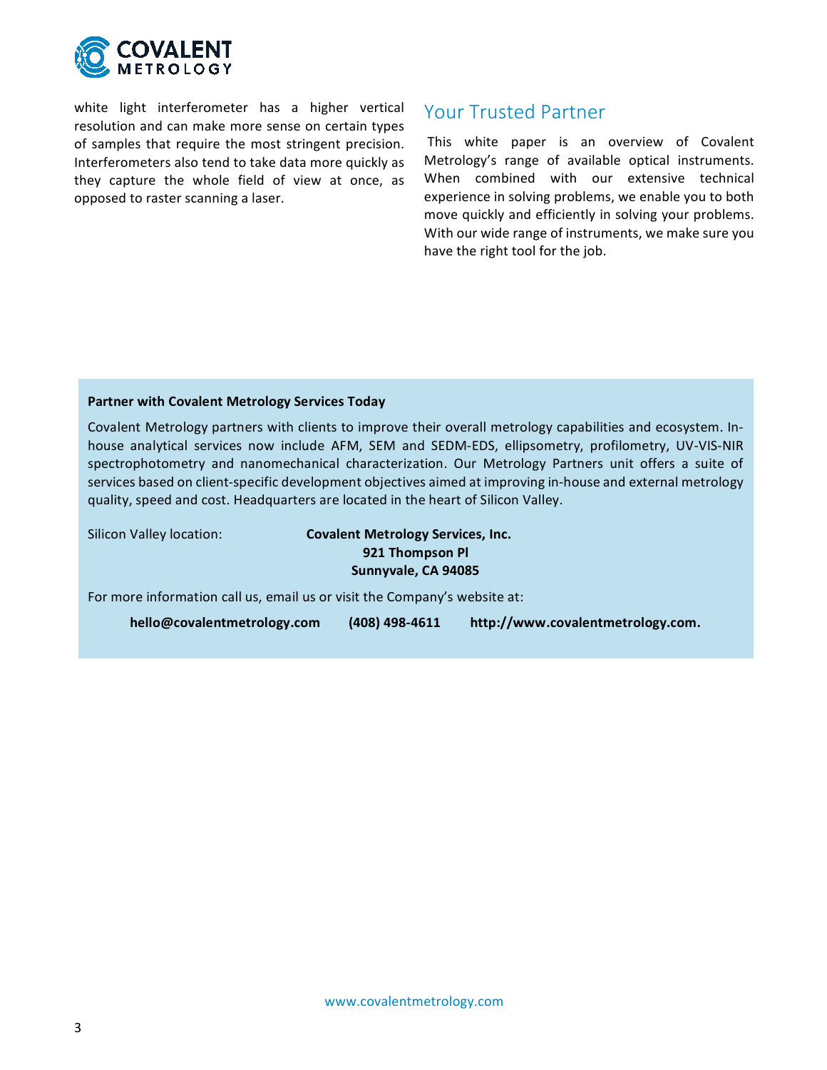white light interferometer has a higher vertical resolution and can make more sense on certain types of samples that require the most stringent precision. Interferometers also tend to take data more quickly as they capture the whole field of view at once, as opposed to raster scanning a laser.

## Your Trusted Partner

This white paper is an overview of Covalent Metrology's range of available optical instruments. When combined with our extensive technical experience in solving problems, we enable you to both move quickly and efficiently in solving your problems. With our wide range of instruments, we make sure you have the right tool for the job.

**Partner with Covalent Metrology Services Today**

Covalent Metrology partners with clients to improve their overall metrology capabilities and ecosystem. In-house analytical services now include AFM, SEM and SEDM-EDS, ellipsometry, profilometry, UV-VIS-NIR spectrophotometry and nanomechanical characterization. Our Metrology Partners unit offers a suite of services based on client-specific development objectives aimed at improving in-house and external metrology quality, speed and cost. Headquarters are located in the heart of Silicon Valley.

Silicon Valley location:

**Covalent Metrology Services, Inc.**
**921 Thompson Pl**
**Sunnyvale, CA 94085**

For more information call us, email us or visit the Company's website at:

**hello@covalentmetrology.com** **(408) 498-4611** **http://www.covalentmetrology.com.**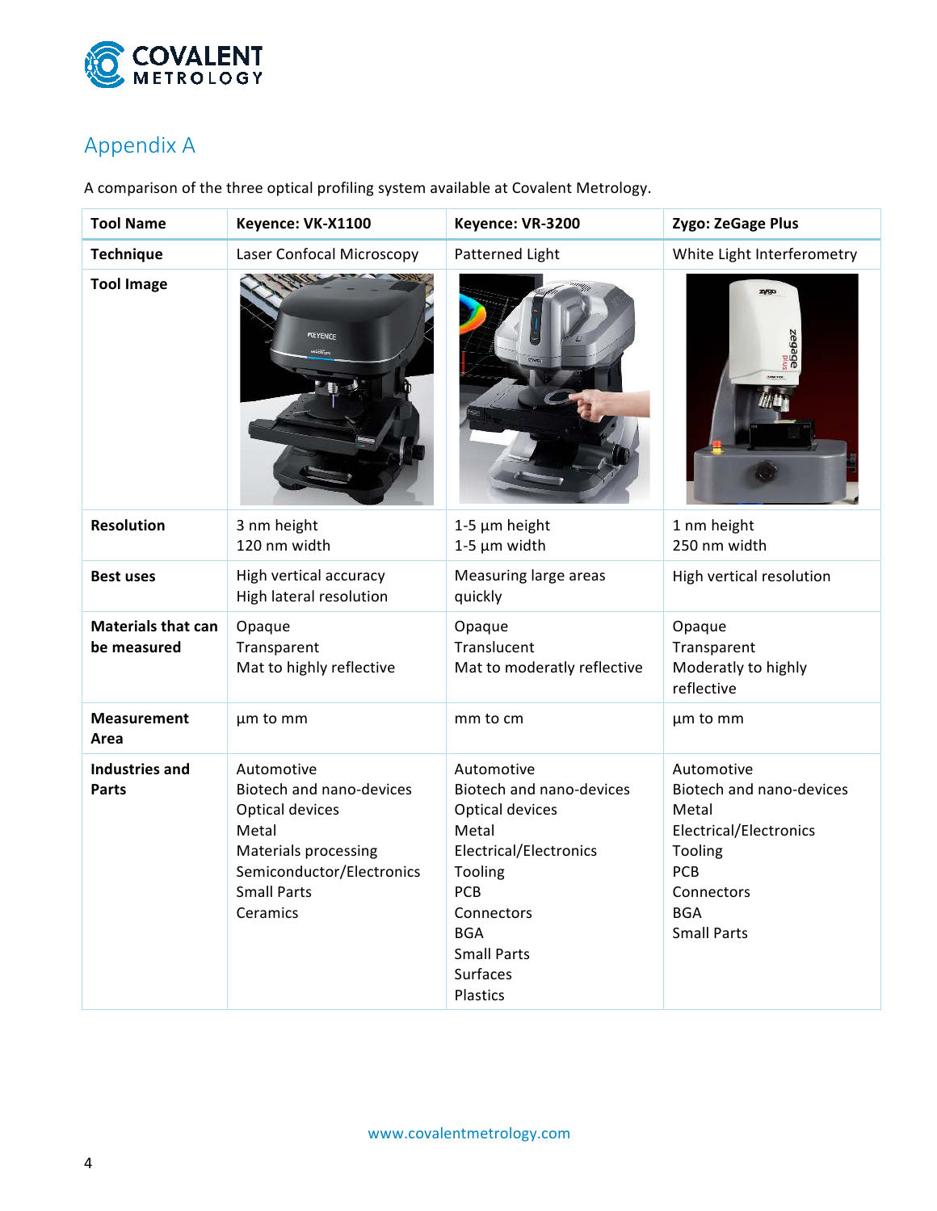## Appendix A

A comparison of the three optical profiling system available at Covalent Metrology.

| Tool Name | Keyence: VK-X1100 | Keyence: VR-3200 | Zygo: ZeGage Plus |
|---|---|---|---|
| **Technique** | Laser Confocal Microscopy | Patterned Light | White Light Interferometry |
| **Tool Image** | | | |
| **Resolution** | 3 nm height<br>120 nm width | 1-5 µm height<br>1-5 µm width | 1 nm height<br>250 nm width |
| **Best uses** | High vertical accuracy<br>High lateral resolution | Measuring large areas quickly | High vertical resolution |
| **Materials that can be measured** | Opaque<br>Transparent<br>Mat to highly reflective | Opaque<br>Translucent<br>Mat to moderatly reflective | Opaque<br>Transparent<br>Moderatly to highly reflective |
| **Measurement Area** | µm to mm | mm to cm | µm to mm |
| **Industries and Parts** | Automotive<br>Biotech and nano-devices<br>Optical devices<br>Metal<br>Materials processing<br>Semiconductor/Electronics<br>Small Parts<br>Ceramics | Automotive<br>Biotech and nano-devices<br>Optical devices<br>Metal<br>Electrical/Electronics<br>Tooling<br>PCB<br>Connectors<br>BGA<br>Small Parts<br>Surfaces<br>Plastics | Automotive<br>Biotech and nano-devices<br>Metal<br>Electrical/Electronics<br>Tooling<br>PCB<br>Connectors<br>BGA<br>Small Parts |